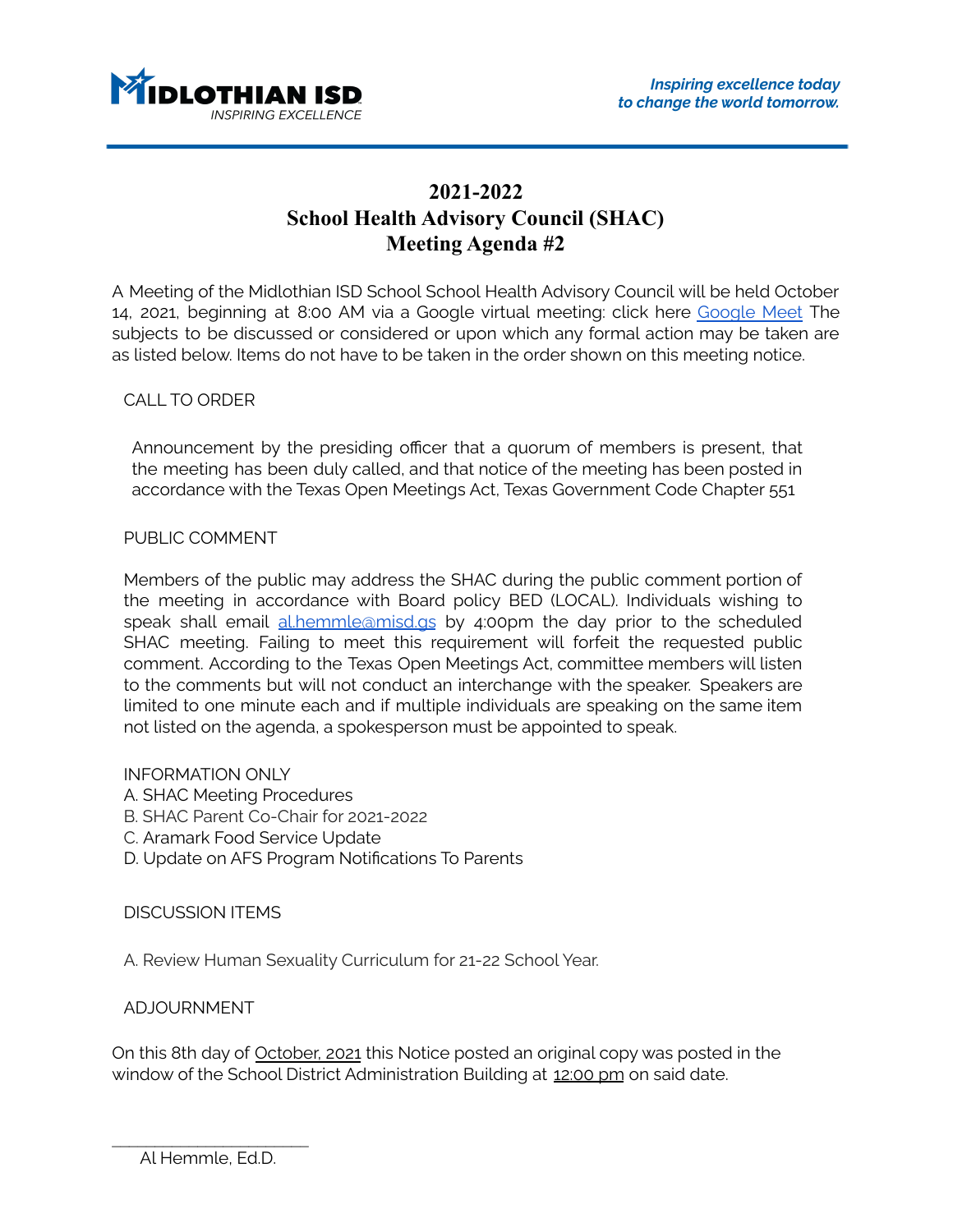MIDLOTHIAN ISD
INSPIRING EXCELLENCE

*Inspiring excellence today to change the world tomorrow.*

# 2021-2022
# School Health Advisory Council (SHAC)
# Meeting Agenda #2

A Meeting of the Midlothian ISD School School Health Advisory Council will be held October 14, 2021, beginning at 8:00 AM via a Google virtual meeting: click here Google Meet The subjects to be discussed or considered or upon which any formal action may be taken are as listed below. Items do not have to be taken in the order shown on this meeting notice.

CALL TO ORDER

Announcement by the presiding officer that a quorum of members is present, that the meeting has been duly called, and that notice of the meeting has been posted in accordance with the Texas Open Meetings Act, Texas Government Code Chapter 551

PUBLIC COMMENT

Members of the public may address the SHAC during the public comment portion of the meeting in accordance with Board policy BED (LOCAL). Individuals wishing to speak shall email al.hemmle@misd.gs by 4:00pm the day prior to the scheduled SHAC meeting. Failing to meet this requirement will forfeit the requested public comment. According to the Texas Open Meetings Act, committee members will listen to the comments but will not conduct an interchange with the speaker. Speakers are limited to one minute each and if multiple individuals are speaking on the same item not listed on the agenda, a spokesperson must be appointed to speak.

INFORMATION ONLY

A. SHAC Meeting Procedures
B. SHAC Parent Co-Chair for 2021-2022
C. Aramark Food Service Update
D. Update on AFS Program Notifications To Parents

DISCUSSION ITEMS

A. Review Human Sexuality Curriculum for 21-22 School Year.

ADJOURNMENT

On this 8th day of October, 2021 this Notice posted an original copy was posted in the window of the School District Administration Building at 12:00 pm on said date.

______________________
Al Hemmle, Ed.D.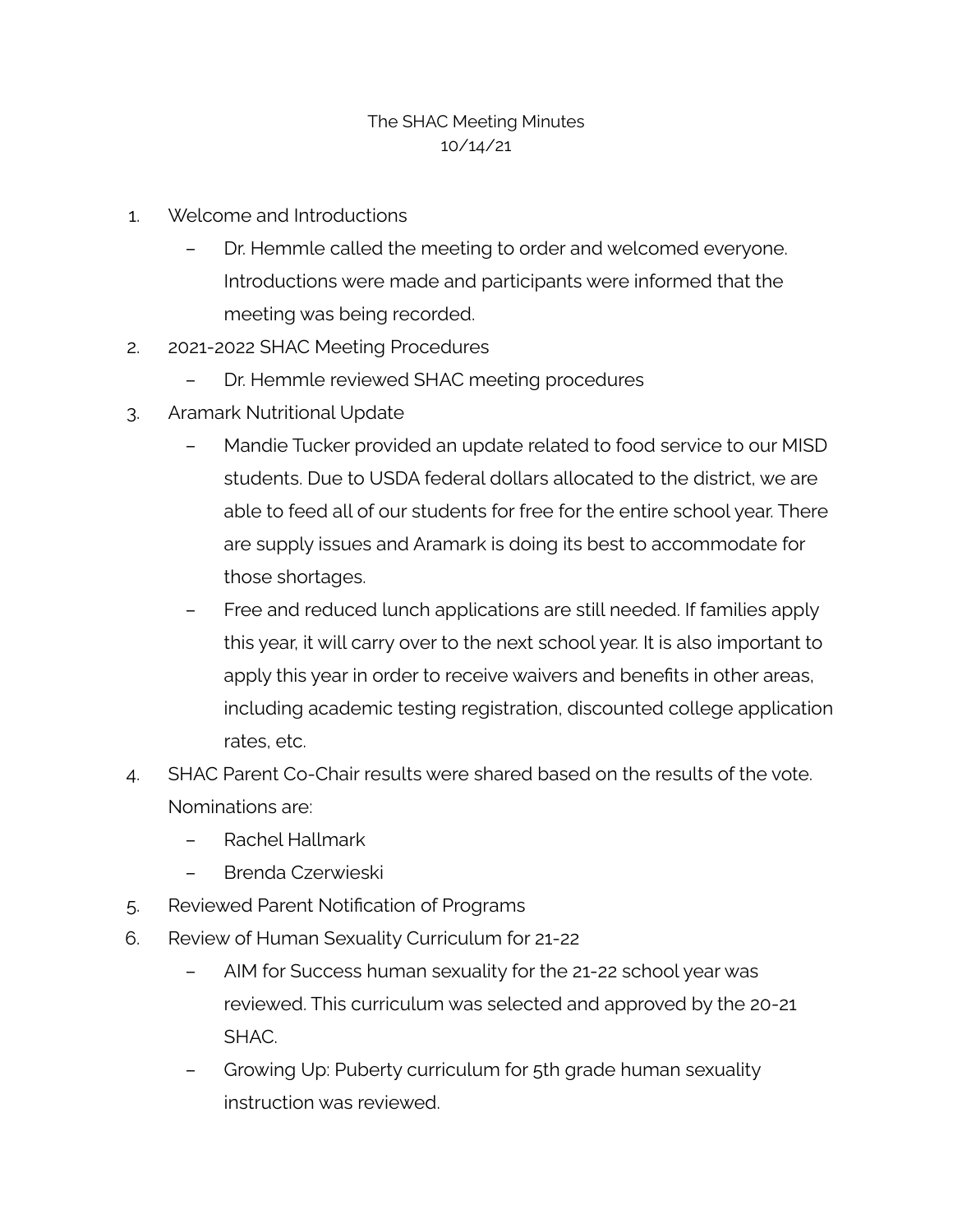The SHAC Meeting Minutes
10/14/21

1. Welcome and Introductions
   - Dr. Hemmle called the meeting to order and welcomed everyone. Introductions were made and participants were informed that the meeting was being recorded.
2. 2021-2022 SHAC Meeting Procedures
   - Dr. Hemmle reviewed SHAC meeting procedures
3. Aramark Nutritional Update
   - Mandie Tucker provided an update related to food service to our MISD students. Due to USDA federal dollars allocated to the district, we are able to feed all of our students for free for the entire school year. There are supply issues and Aramark is doing its best to accommodate for those shortages.
   - Free and reduced lunch applications are still needed. If families apply this year, it will carry over to the next school year. It is also important to apply this year in order to receive waivers and benefits in other areas, including academic testing registration, discounted college application rates, etc.
4. SHAC Parent Co-Chair results were shared based on the results of the vote. Nominations are:
   - Rachel Hallmark
   - Brenda Czerwieski
5. Reviewed Parent Notification of Programs
6. Review of Human Sexuality Curriculum for 21-22
   - AIM for Success human sexuality for the 21-22 school year was reviewed. This curriculum was selected and approved by the 20-21 SHAC.
   - Growing Up: Puberty curriculum for 5th grade human sexuality instruction was reviewed.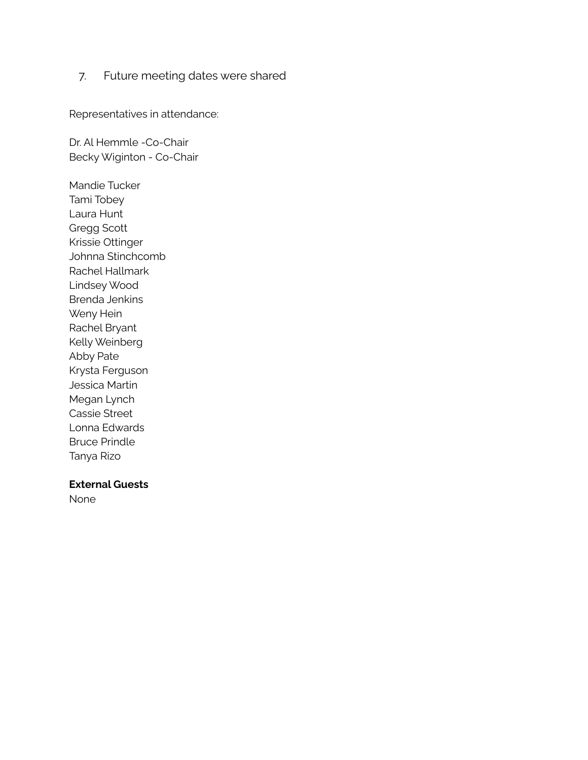7. Future meeting dates were shared

Representatives in attendance:

Dr. Al Hemmle -Co-Chair
Becky Wiginton - Co-Chair

Mandie Tucker
Tami Tobey
Laura Hunt
Gregg Scott
Krissie Ottinger
Johnna Stinchcomb
Rachel Hallmark
Lindsey Wood
Brenda Jenkins
Weny Hein
Rachel Bryant
Kelly Weinberg
Abby Pate
Krysta Ferguson
Jessica Martin
Megan Lynch
Cassie Street
Lonna Edwards
Bruce Prindle
Tanya Rizo

**External Guests**
None